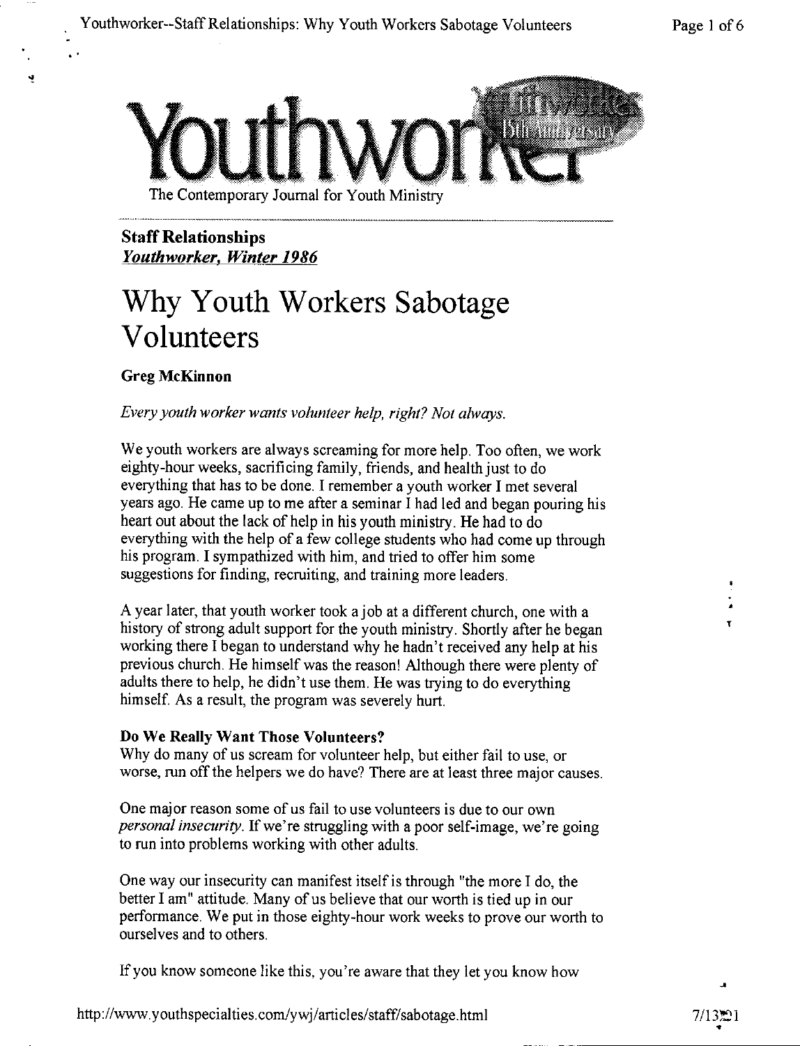# Youthworker

The Contemporary Journal for Youth Ministry

**Staff Relationships**
***Youthworker, Winter 1986***

# Why Youth Workers Sabotage Volunteers

**Greg McKinnon**

*Every youth worker wants volunteer help, right? Not always.*

We youth workers are always screaming for more help. Too often, we work eighty-hour weeks, sacrificing family, friends, and health just to do everything that has to be done. I remember a youth worker I met several years ago. He came up to me after a seminar I had led and began pouring his heart out about the lack of help in his youth ministry. He had to do everything with the help of a few college students who had come up through his program. I sympathized with him, and tried to offer him some suggestions for finding, recruiting, and training more leaders.

A year later, that youth worker took a job at a different church, one with a history of strong adult support for the youth ministry. Shortly after he began working there I began to understand why he hadn't received any help at his previous church. He himself was the reason! Although there were plenty of adults there to help, he didn't use them. He was trying to do everything himself. As a result, the program was severely hurt.

**Do We Really Want Those Volunteers?**
Why do many of us scream for volunteer help, but either fail to use, or worse, run off the helpers we do have? There are at least three major causes.

One major reason some of us fail to use volunteers is due to our own *personal insecurity*. If we're struggling with a poor self-image, we're going to run into problems working with other adults.

One way our insecurity can manifest itself is through "the more I do, the better I am" attitude. Many of us believe that our worth is tied up in our performance. We put in those eighty-hour work weeks to prove our worth to ourselves and to others.

If you know someone like this, you're aware that they let you know how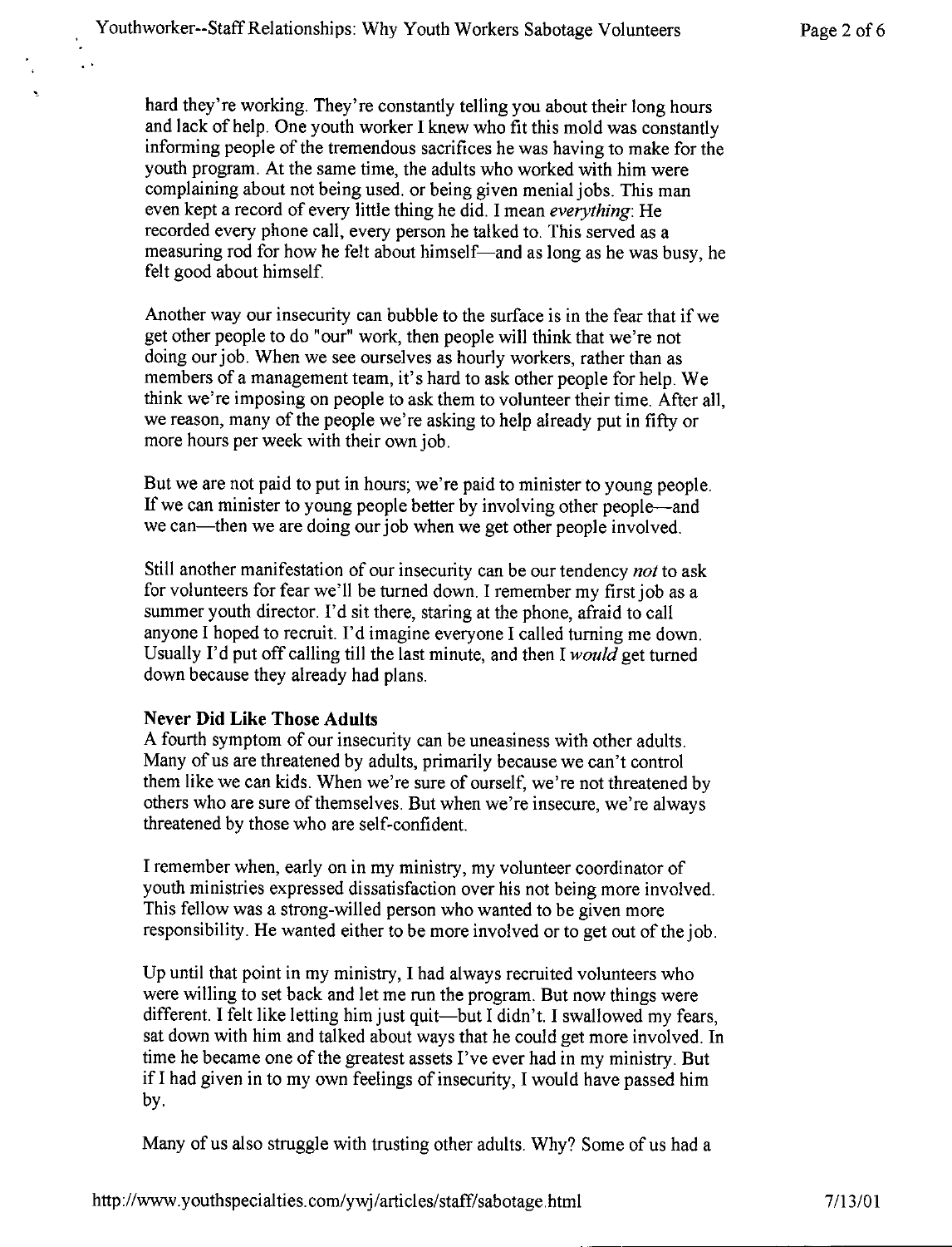hard they're working. They're constantly telling you about their long hours and lack of help. One youth worker I knew who fit this mold was constantly informing people of the tremendous sacrifices he was having to make for the youth program. At the same time, the adults who worked with him were complaining about not being used. or being given menial jobs. This man even kept a record of every little thing he did. I mean *everything*: He recorded every phone call, every person he talked to. This served as a measuring rod for how he felt about himself—and as long as he was busy, he felt good about himself.

Another way our insecurity can bubble to the surface is in the fear that if we get other people to do "our" work, then people will think that we're not doing our job. When we see ourselves as hourly workers, rather than as members of a management team, it's hard to ask other people for help. We think we're imposing on people to ask them to volunteer their time. After all, we reason, many of the people we're asking to help already put in fifty or more hours per week with their own job.

But we are not paid to put in hours; we're paid to minister to young people. If we can minister to young people better by involving other people—and we can—then we are doing our job when we get other people involved.

Still another manifestation of our insecurity can be our tendency *not* to ask for volunteers for fear we'll be turned down. I remember my first job as a summer youth director. I'd sit there, staring at the phone, afraid to call anyone I hoped to recruit. I'd imagine everyone I called turning me down. Usually I'd put off calling till the last minute, and then I *would* get turned down because they already had plans.

**Never Did Like Those Adults**

A fourth symptom of our insecurity can be uneasiness with other adults. Many of us are threatened by adults, primarily because we can't control them like we can kids. When we're sure of ourself, we're not threatened by others who are sure of themselves. But when we're insecure, we're always threatened by those who are self-confident.

I remember when, early on in my ministry, my volunteer coordinator of youth ministries expressed dissatisfaction over his not being more involved. This fellow was a strong-willed person who wanted to be given more responsibility. He wanted either to be more involved or to get out of the job.

Up until that point in my ministry, I had always recruited volunteers who were willing to set back and let me run the program. But now things were different. I felt like letting him just quit—but I didn't. I swallowed my fears, sat down with him and talked about ways that he could get more involved. In time he became one of the greatest assets I've ever had in my ministry. But if I had given in to my own feelings of insecurity, I would have passed him by.

Many of us also struggle with trusting other adults. Why? Some of us had a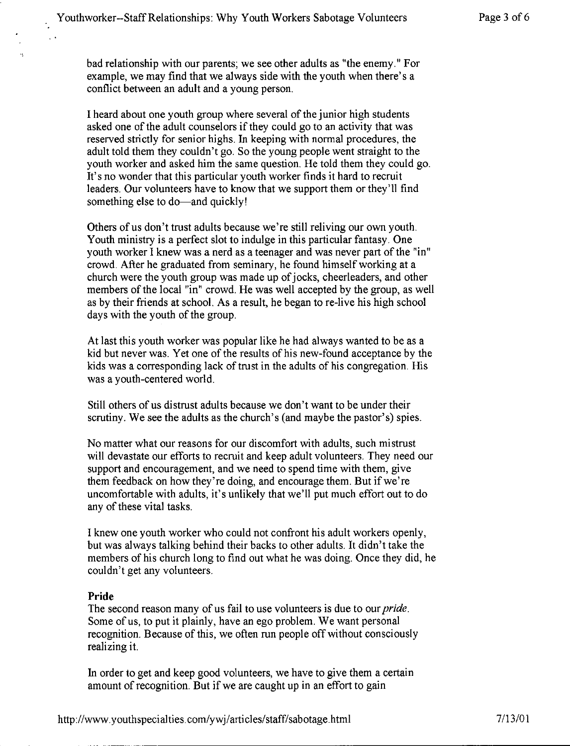bad relationship with our parents; we see other adults as "the enemy." For example, we may find that we always side with the youth when there's a conflict between an adult and a young person.

I heard about one youth group where several of the junior high students asked one of the adult counselors if they could go to an activity that was reserved strictly for senior highs. In keeping with normal procedures, the adult told them they couldn't go. So the young people went straight to the youth worker and asked him the same question. He told them they could go. It's no wonder that this particular youth worker finds it hard to recruit leaders. Our volunteers have to know that we support them or they'll find something else to do—and quickly!

Others of us don't trust adults because we're still reliving our own youth. Youth ministry is a perfect slot to indulge in this particular fantasy. One youth worker I knew was a nerd as a teenager and was never part of the "in" crowd. After he graduated from seminary, he found himself working at a church were the youth group was made up of jocks, cheerleaders, and other members of the local "in" crowd. He was well accepted by the group, as well as by their friends at school. As a result, he began to re-live his high school days with the youth of the group.

At last this youth worker was popular like he had always wanted to be as a kid but never was. Yet one of the results of his new-found acceptance by the kids was a corresponding lack of trust in the adults of his congregation. His was a youth-centered world.

Still others of us distrust adults because we don't want to be under their scrutiny. We see the adults as the church's (and maybe the pastor's) spies.

No matter what our reasons for our discomfort with adults, such mistrust will devastate our efforts to recruit and keep adult volunteers. They need our support and encouragement, and we need to spend time with them, give them feedback on how they're doing, and encourage them. But if we're uncomfortable with adults, it's unlikely that we'll put much effort out to do any of these vital tasks.

I knew one youth worker who could not confront his adult workers openly, but was always talking behind their backs to other adults. It didn't take the members of his church long to find out what he was doing. Once they did, he couldn't get any volunteers.

**Pride**

The second reason many of us fail to use volunteers is due to our *pride*. Some of us, to put it plainly, have an ego problem. We want personal recognition. Because of this, we often run people off without consciously realizing it.

In order to get and keep good volunteers, we have to give them a certain amount of recognition. But if we are caught up in an effort to gain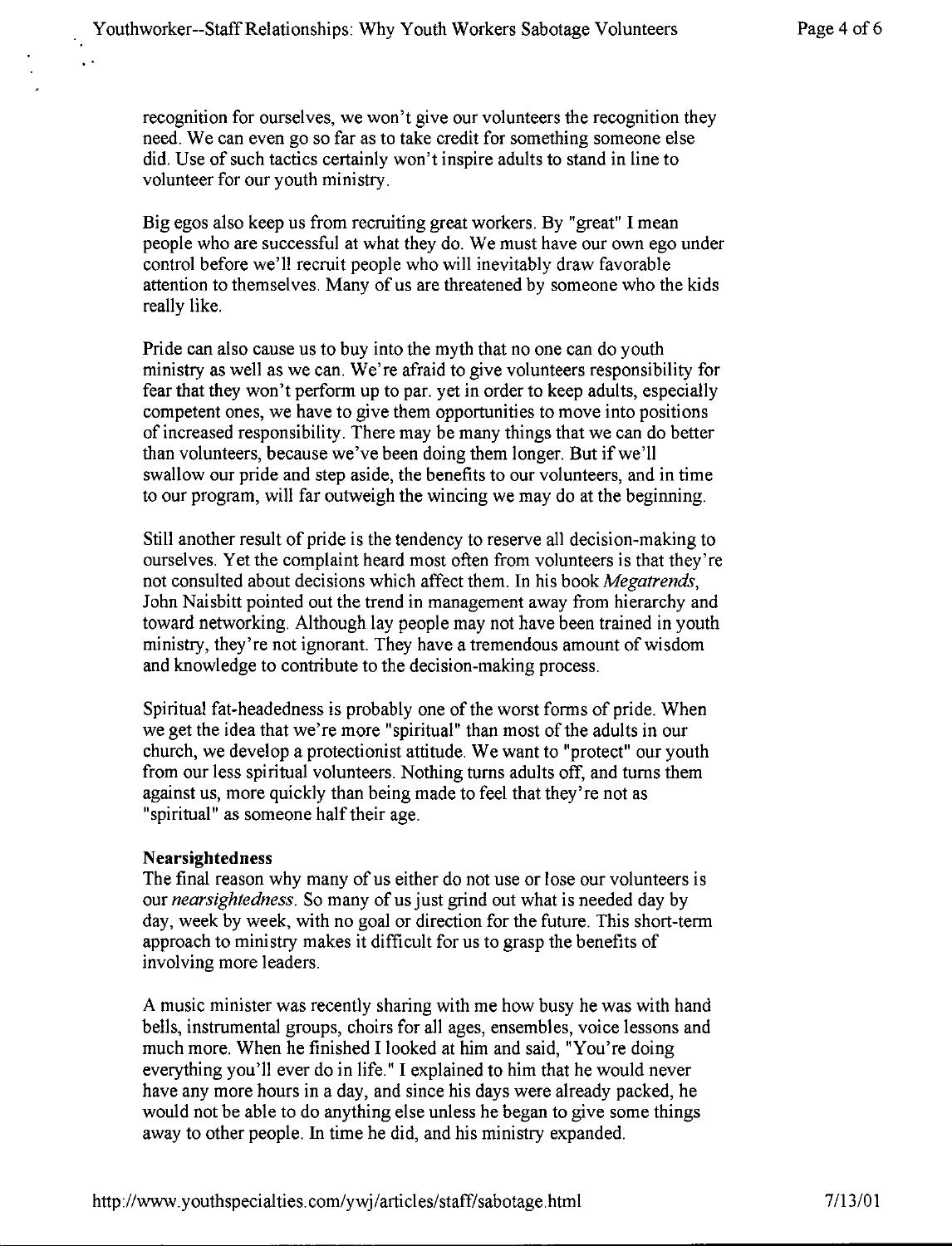recognition for ourselves, we won't give our volunteers the recognition they need. We can even go so far as to take credit for something someone else did. Use of such tactics certainly won't inspire adults to stand in line to volunteer for our youth ministry.

Big egos also keep us from recruiting great workers. By "great" I mean people who are successful at what they do. We must have our own ego under control before we'll recruit people who will inevitably draw favorable attention to themselves. Many of us are threatened by someone who the kids really like.

Pride can also cause us to buy into the myth that no one can do youth ministry as well as we can. We're afraid to give volunteers responsibility for fear that they won't perform up to par. yet in order to keep adults, especially competent ones, we have to give them opportunities to move into positions of increased responsibility. There may be many things that we can do better than volunteers, because we've been doing them longer. But if we'll swallow our pride and step aside, the benefits to our volunteers, and in time to our program, will far outweigh the wincing we may do at the beginning.

Still another result of pride is the tendency to reserve all decision-making to ourselves. Yet the complaint heard most often from volunteers is that they're not consulted about decisions which affect them. In his book *Megatrends*, John Naisbitt pointed out the trend in management away from hierarchy and toward networking. Although lay people may not have been trained in youth ministry, they're not ignorant. They have a tremendous amount of wisdom and knowledge to contribute to the decision-making process.

Spiritual fat-headedness is probably one of the worst forms of pride. When we get the idea that we're more "spiritual" than most of the adults in our church, we develop a protectionist attitude. We want to "protect" our youth from our less spiritual volunteers. Nothing turns adults off, and turns them against us, more quickly than being made to feel that they're not as "spiritual" as someone half their age.

**Nearsightedness**

The final reason why many of us either do not use or lose our volunteers is our *nearsightedness*. So many of us just grind out what is needed day by day, week by week, with no goal or direction for the future. This short-term approach to ministry makes it difficult for us to grasp the benefits of involving more leaders.

A music minister was recently sharing with me how busy he was with hand bells, instrumental groups, choirs for all ages, ensembles, voice lessons and much more. When he finished I looked at him and said, "You're doing everything you'll ever do in life." I explained to him that he would never have any more hours in a day, and since his days were already packed, he would not be able to do anything else unless he began to give some things away to other people. In time he did, and his ministry expanded.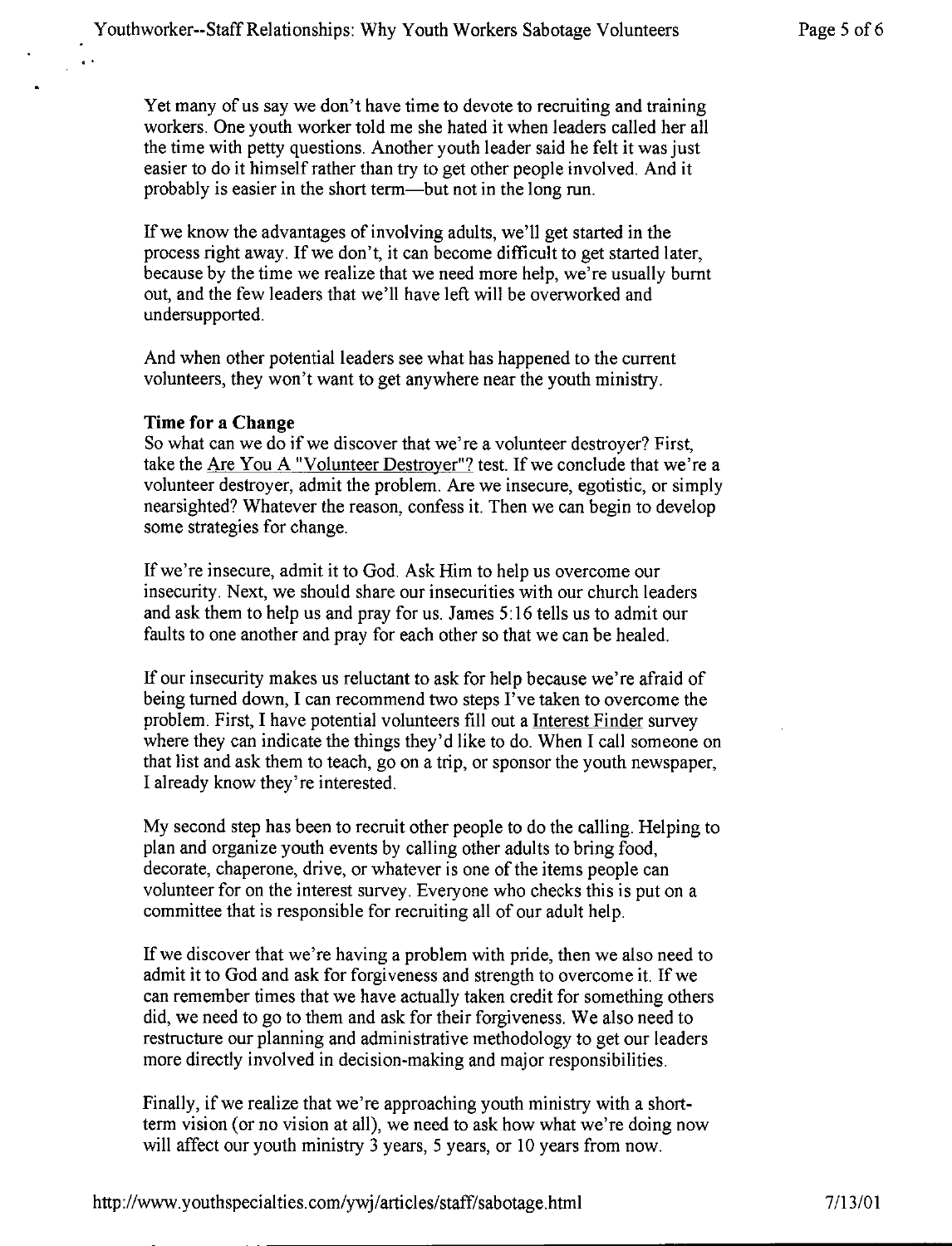Yet many of us say we don't have time to devote to recruiting and training workers. One youth worker told me she hated it when leaders called her all the time with petty questions. Another youth leader said he felt it was just easier to do it himself rather than try to get other people involved. And it probably is easier in the short term—but not in the long run.

If we know the advantages of involving adults, we'll get started in the process right away. If we don't, it can become difficult to get started later, because by the time we realize that we need more help, we're usually burnt out, and the few leaders that we'll have left will be overworked and undersupported.

And when other potential leaders see what has happened to the current volunteers, they won't want to get anywhere near the youth ministry.

**Time for a Change**

So what can we do if we discover that we're a volunteer destroyer? First, take the Are You A "Volunteer Destroyer"? test. If we conclude that we're a volunteer destroyer, admit the problem. Are we insecure, egotistic, or simply nearsighted? Whatever the reason, confess it. Then we can begin to develop some strategies for change.

If we're insecure, admit it to God. Ask Him to help us overcome our insecurity. Next, we should share our insecurities with our church leaders and ask them to help us and pray for us. James 5:16 tells us to admit our faults to one another and pray for each other so that we can be healed.

If our insecurity makes us reluctant to ask for help because we're afraid of being turned down, I can recommend two steps I've taken to overcome the problem. First, I have potential volunteers fill out a Interest Finder survey where they can indicate the things they'd like to do. When I call someone on that list and ask them to teach, go on a trip, or sponsor the youth newspaper, I already know they're interested.

My second step has been to recruit other people to do the calling. Helping to plan and organize youth events by calling other adults to bring food, decorate, chaperone, drive, or whatever is one of the items people can volunteer for on the interest survey. Everyone who checks this is put on a committee that is responsible for recruiting all of our adult help.

If we discover that we're having a problem with pride, then we also need to admit it to God and ask for forgiveness and strength to overcome it. If we can remember times that we have actually taken credit for something others did, we need to go to them and ask for their forgiveness. We also need to restructure our planning and administrative methodology to get our leaders more directly involved in decision-making and major responsibilities.

Finally, if we realize that we're approaching youth ministry with a short-term vision (or no vision at all), we need to ask how what we're doing now will affect our youth ministry 3 years, 5 years, or 10 years from now.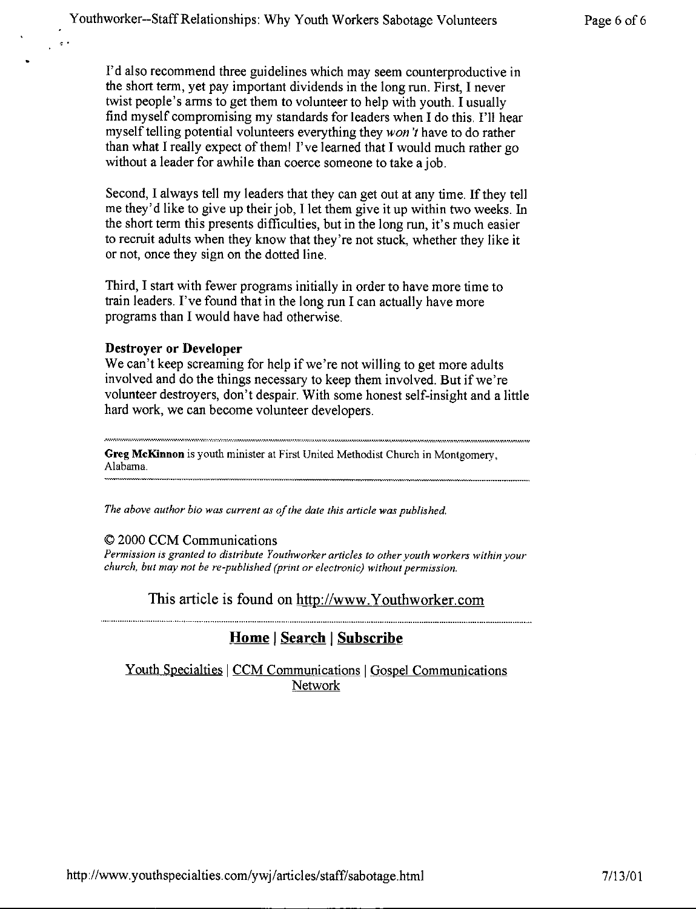I'd also recommend three guidelines which may seem counterproductive in the short term, yet pay important dividends in the long run. First, I never twist people's arms to get them to volunteer to help with youth. I usually find myself compromising my standards for leaders when I do this. I'll hear myself telling potential volunteers everything they *won't* have to do rather than what I really expect of them! I've learned that I would much rather go without a leader for awhile than coerce someone to take a job.

Second, I always tell my leaders that they can get out at any time. If they tell me they'd like to give up their job, I let them give it up within two weeks. In the short term this presents difficulties, but in the long run, it's much easier to recruit adults when they know that they're not stuck, whether they like it or not, once they sign on the dotted line.

Third, I start with fewer programs initially in order to have more time to train leaders. I've found that in the long run I can actually have more programs than I would have had otherwise.

**Destroyer or Developer**

We can't keep screaming for help if we're not willing to get more adults involved and do the things necessary to keep them involved. But if we're volunteer destroyers, don't despair. With some honest self-insight and a little hard work, we can become volunteer developers.

---

**Greg McKinnon** is youth minister at First United Methodist Church in Montgomery, Alabama.

---

*The above author bio was current as of the date this article was published.*

© 2000 CCM Communications

*Permission is granted to distribute Youthworker articles to other youth workers within your church, but may not be re-published (print or electronic) without permission.*

This article is found on http://www.Youthworker.com

---

**Home | Search | Subscribe**

Youth Specialties | CCM Communications | Gospel Communications Network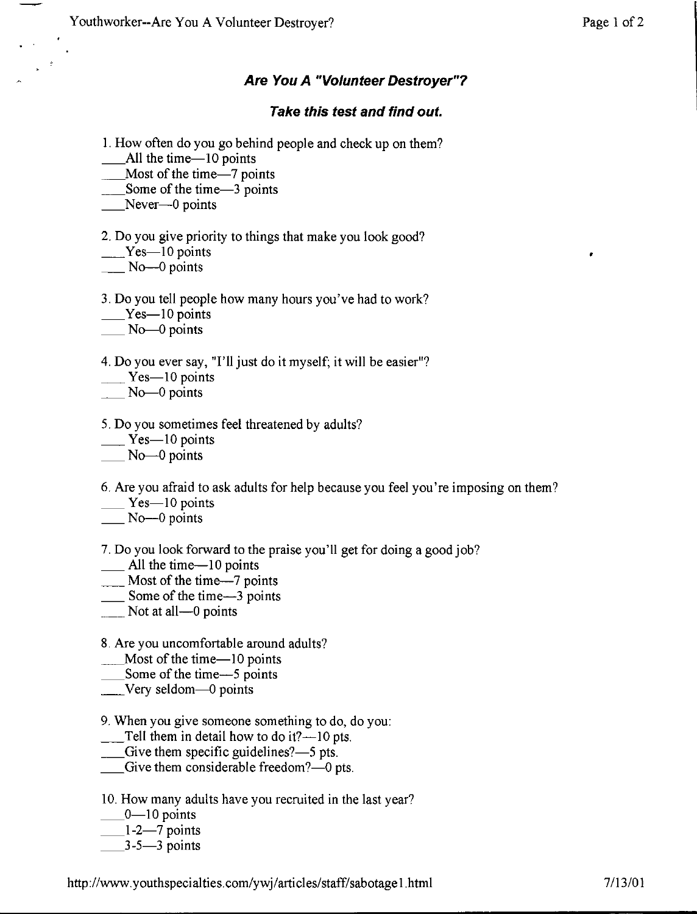## *Are You A "Volunteer Destroyer"?*

### *Take this test and find out.*

1. How often do you go behind people and check up on them?
___All the time—10 points
___Most of the time—7 points
___Some of the time—3 points
___Never—0 points

2. Do you give priority to things that make you look good?
___Yes—10 points
___ No—0 points

3. Do you tell people how many hours you've had to work?
___Yes—10 points
___ No—0 points

4. Do you ever say, "I'll just do it myself; it will be easier"?
___ Yes—10 points
___ No—0 points

5. Do you sometimes feel threatened by adults?
___ Yes—10 points
___ No—0 points

6. Are you afraid to ask adults for help because you feel you're imposing on them?
___ Yes—10 points
___ No—0 points

7. Do you look forward to the praise you'll get for doing a good job?
___ All the time—10 points
___ Most of the time—7 points
___ Some of the time—3 points
___ Not at all—0 points

8. Are you uncomfortable around adults?
___Most of the time—10 points
___Some of the time—5 points
___Very seldom—0 points

9. When you give someone something to do, do you:
___Tell them in detail how to do it?—10 pts.
___Give them specific guidelines?—5 pts.
___Give them considerable freedom?—0 pts.

10. How many adults have you recruited in the last year?
___0—10 points
___1-2—7 points
___3-5—3 points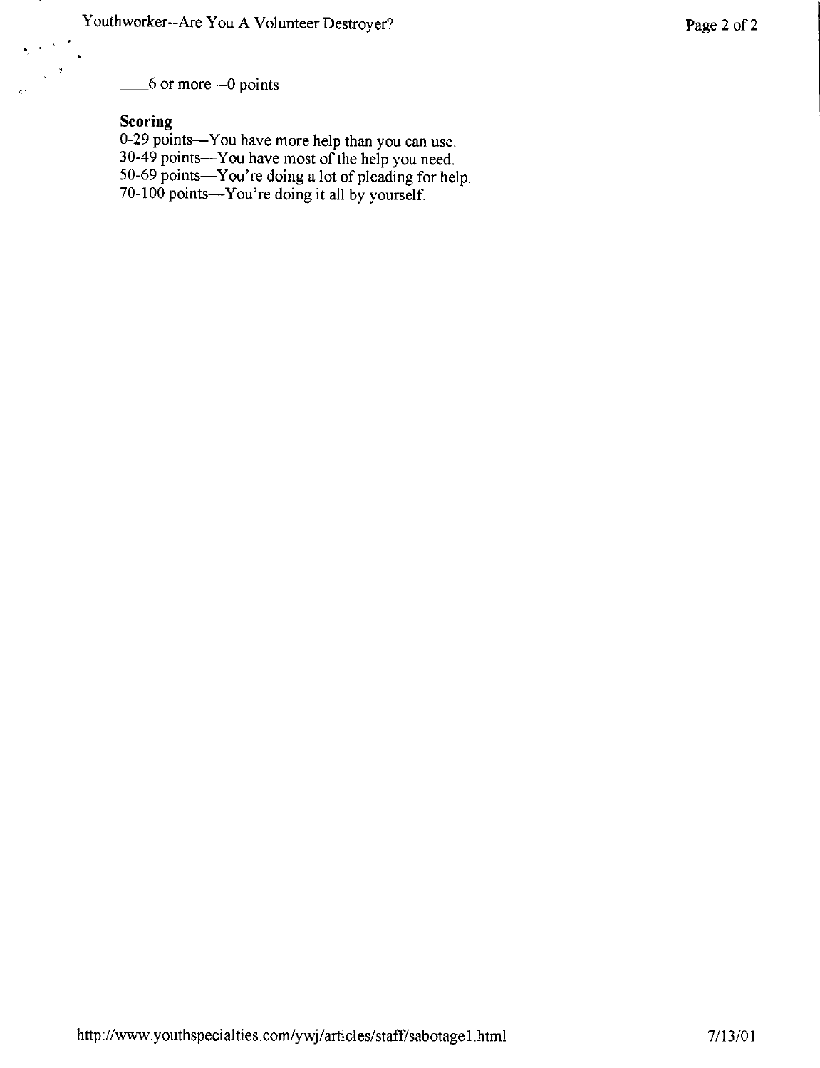___6 or more—0 points

**Scoring**

0-29 points—You have more help than you can use.
30-49 points—You have most of the help you need.
50-69 points—You're doing a lot of pleading for help.
70-100 points—You're doing it all by yourself.